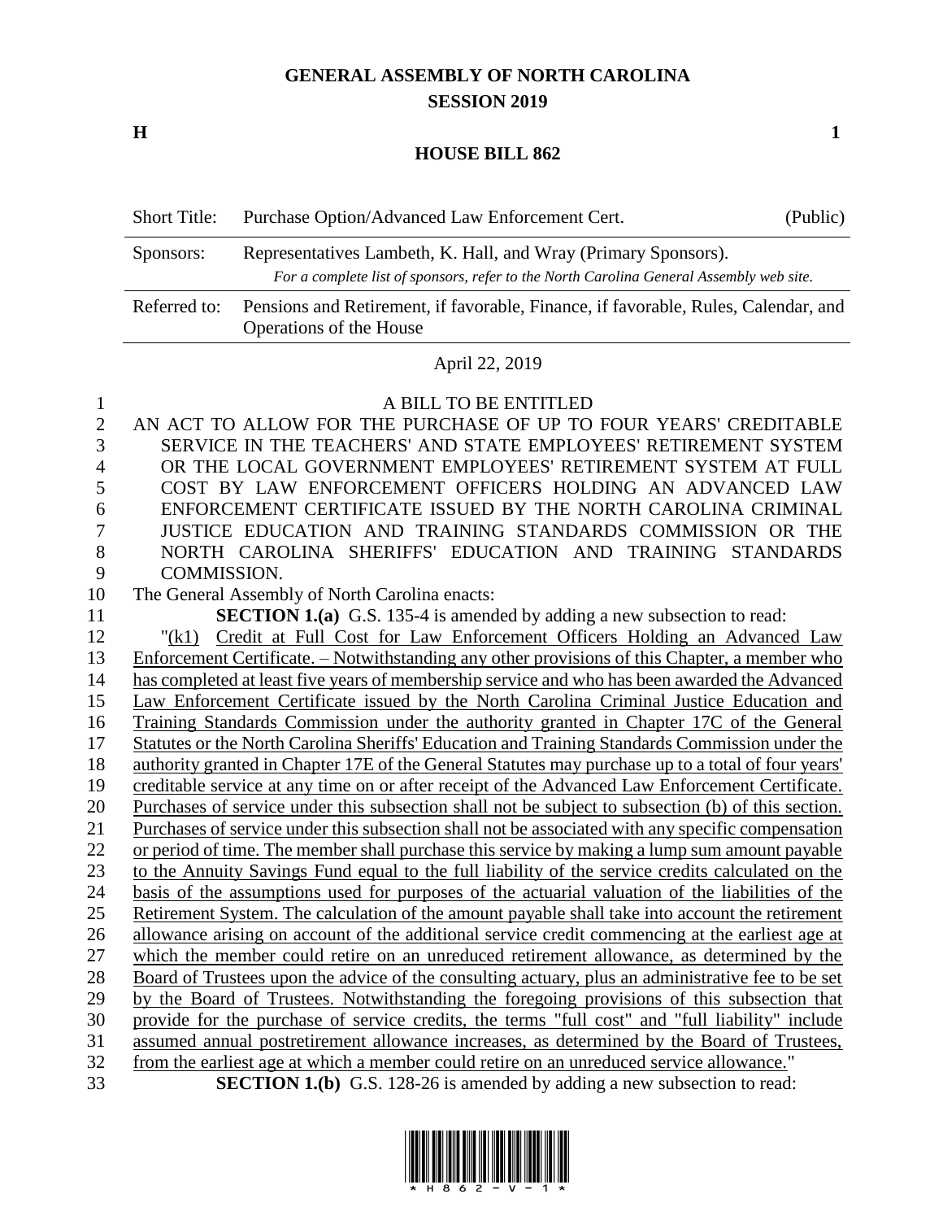# GENERAL ASSEMBLY OF NORTH CAROLINA
## SESSION 2019

**H** **1**

## HOUSE BILL 862

| Short Title: | Purchase Option/Advanced Law Enforcement Cert. | (Public) |
|---|---|---|
| Sponsors: | Representatives Lambeth, K. Hall, and Wray (Primary Sponsors). *For a complete list of sponsors, refer to the North Carolina General Assembly web site.* | |
| Referred to: | Pensions and Retirement, if favorable, Finance, if favorable, Rules, Calendar, and Operations of the House | |

April 22, 2019

A BILL TO BE ENTITLED

AN ACT TO ALLOW FOR THE PURCHASE OF UP TO FOUR YEARS' CREDITABLE SERVICE IN THE TEACHERS' AND STATE EMPLOYEES' RETIREMENT SYSTEM OR THE LOCAL GOVERNMENT EMPLOYEES' RETIREMENT SYSTEM AT FULL COST BY LAW ENFORCEMENT OFFICERS HOLDING AN ADVANCED LAW ENFORCEMENT CERTIFICATE ISSUED BY THE NORTH CAROLINA CRIMINAL JUSTICE EDUCATION AND TRAINING STANDARDS COMMISSION OR THE NORTH CAROLINA SHERIFFS' EDUCATION AND TRAINING STANDARDS COMMISSION.

The General Assembly of North Carolina enacts:

**SECTION 1.(a)** G.S. 135-4 is amended by adding a new subsection to read:

"(k1) Credit at Full Cost for Law Enforcement Officers Holding an Advanced Law Enforcement Certificate. – Notwithstanding any other provisions of this Chapter, a member who has completed at least five years of membership service and who has been awarded the Advanced Law Enforcement Certificate issued by the North Carolina Criminal Justice Education and Training Standards Commission under the authority granted in Chapter 17C of the General Statutes or the North Carolina Sheriffs' Education and Training Standards Commission under the authority granted in Chapter 17E of the General Statutes may purchase up to a total of four years' creditable service at any time on or after receipt of the Advanced Law Enforcement Certificate. Purchases of service under this subsection shall not be subject to subsection (b) of this section. Purchases of service under this subsection shall not be associated with any specific compensation or period of time. The member shall purchase this service by making a lump sum amount payable to the Annuity Savings Fund equal to the full liability of the service credits calculated on the basis of the assumptions used for purposes of the actuarial valuation of the liabilities of the Retirement System. The calculation of the amount payable shall take into account the retirement allowance arising on account of the additional service credit commencing at the earliest age at which the member could retire on an unreduced retirement allowance, as determined by the Board of Trustees upon the advice of the consulting actuary, plus an administrative fee to be set by the Board of Trustees. Notwithstanding the foregoing provisions of this subsection that provide for the purchase of service credits, the terms "full cost" and "full liability" include assumed annual postretirement allowance increases, as determined by the Board of Trustees, from the earliest age at which a member could retire on an unreduced service allowance."

**SECTION 1.(b)** G.S. 128-26 is amended by adding a new subsection to read: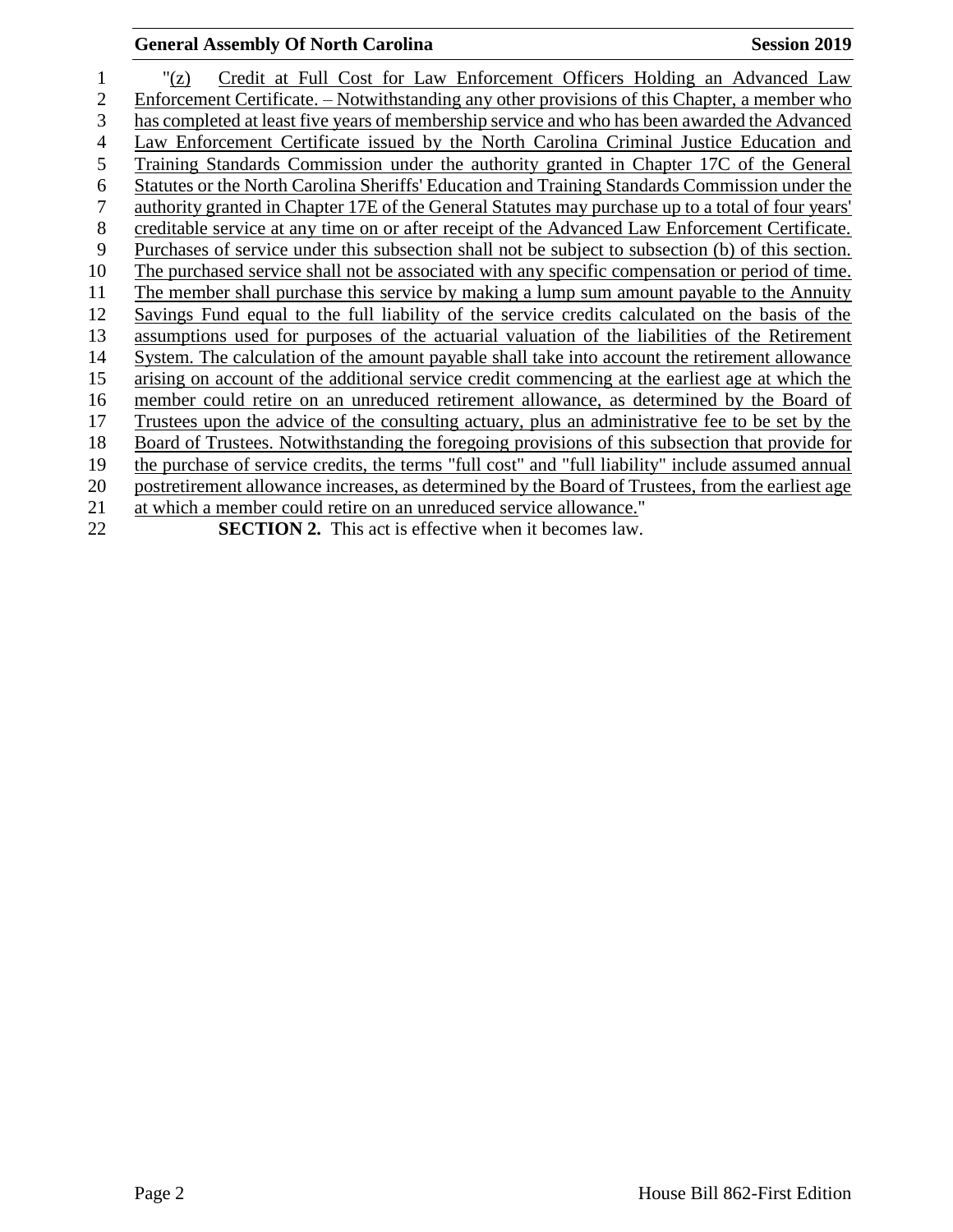"(z) Credit at Full Cost for Law Enforcement Officers Holding an Advanced Law Enforcement Certificate. – Notwithstanding any other provisions of this Chapter, a member who has completed at least five years of membership service and who has been awarded the Advanced Law Enforcement Certificate issued by the North Carolina Criminal Justice Education and Training Standards Commission under the authority granted in Chapter 17C of the General Statutes or the North Carolina Sheriffs' Education and Training Standards Commission under the authority granted in Chapter 17E of the General Statutes may purchase up to a total of four years' creditable service at any time on or after receipt of the Advanced Law Enforcement Certificate. Purchases of service under this subsection shall not be subject to subsection (b) of this section. The purchased service shall not be associated with any specific compensation or period of time. The member shall purchase this service by making a lump sum amount payable to the Annuity Savings Fund equal to the full liability of the service credits calculated on the basis of the assumptions used for purposes of the actuarial valuation of the liabilities of the Retirement System. The calculation of the amount payable shall take into account the retirement allowance arising on account of the additional service credit commencing at the earliest age at which the member could retire on an unreduced retirement allowance, as determined by the Board of Trustees upon the advice of the consulting actuary, plus an administrative fee to be set by the Board of Trustees. Notwithstanding the foregoing provisions of this subsection that provide for the purchase of service credits, the terms "full cost" and "full liability" include assumed annual postretirement allowance increases, as determined by the Board of Trustees, from the earliest age at which a member could retire on an unreduced service allowance."

**SECTION 2.** This act is effective when it becomes law.